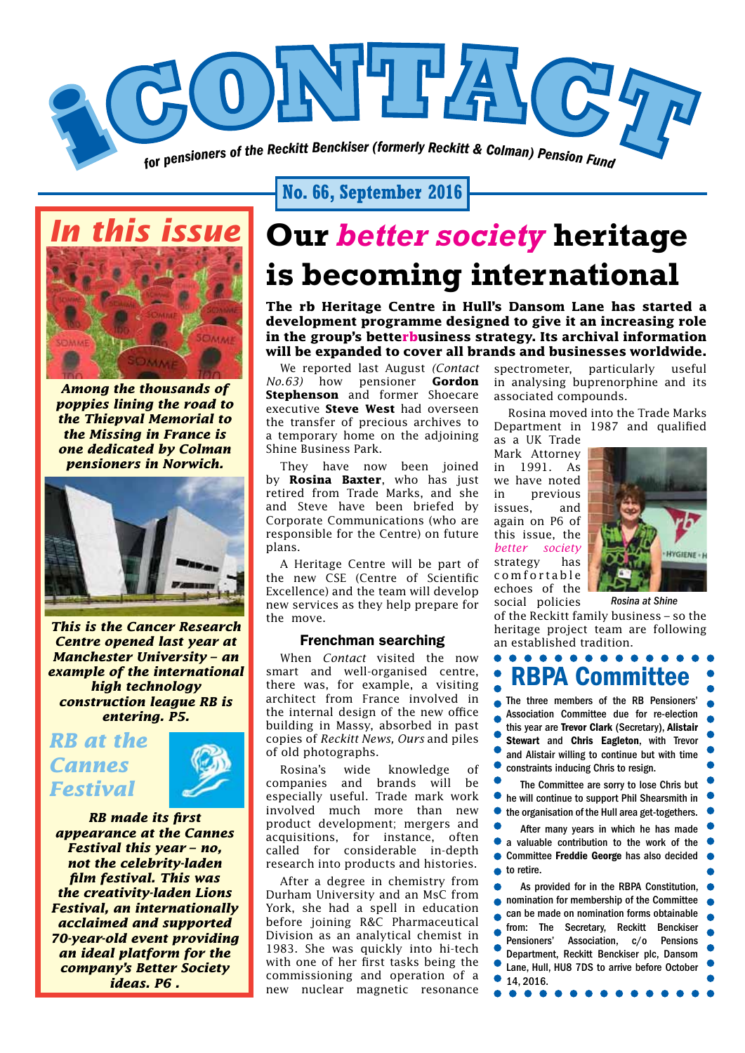# iCONTACT

*for pensioners of the Reckitt Benckiser (formerly Reckitt & Colman) Pension Fund*

**No. 66, September 2016**

## In this issue

*Among the thousands of poppies lining the road to the Thiepval Memorial to the Missing in France is one dedicated by Colman pensioners in Norwich.*

*This is the Cancer Research Centre opened last year at Manchester University – an example of the international high technology construction league RB is entering. P5.*

### RB at the Cannes Festival

*RB made its first appearance at the Cannes Festival this year – no, not the celebrity-laden film festival. This was the creativity-laden Lions Festival, an internationally acclaimed and supported 70-year-old event providing an ideal platform for the company's Better Society ideas. P6 .*

# Our *better society* heritage is becoming international

**The rb Heritage Centre in Hull's Dansom Lane has started a development programme designed to give it an increasing role in the group's betterbusiness strategy. Its archival information will be expanded to cover all brands and businesses worldwide.**

We reported last August *(Contact No.63)* how pensioner **Gordon Stephenson** and former Shoecare executive **Steve West** had overseen the transfer of precious archives to a temporary home on the adjoining Shine Business Park.

They have now been joined by **Rosina Baxter**, who has just retired from Trade Marks, and she and Steve have been briefed by Corporate Communications (who are responsible for the Centre) on future plans.

A Heritage Centre will be part of the new CSE (Centre of Scientific Excellence) and the team will develop new services as they help prepare for the move.

### Frenchman searching

When *Contact* visited the now smart and well-organised centre, there was, for example, a visiting architect from France involved in the internal design of the new office building in Massy, absorbed in past copies of *Reckitt News, Ours* and piles of old photographs.

Rosina's wide knowledge of companies and brands will be especially useful. Trade mark work involved much more than new product development; mergers and acquisitions, for instance, often called for considerable in-depth research into products and histories.

After a degree in chemistry from Durham University and an MSc from York, she had a spell in education before joining R&C Pharmaceutical Division as an analytical chemist in 1983. She was quickly into hi-tech with one of her first tasks being the commissioning and operation of a new nuclear magnetic resonance spectrometer, particularly useful in analysing buprenorphine and its associated compounds.

Rosina moved into the Trade Marks Department in 1987 and qualified as a UK Trade Mark Attorney in 1991. As we have noted in previous issues, and again on P6 of this issue, the *better society* strategy has comfortable echoes of the social policies of the Reckitt family business – so the heritage project team are following an established tradition.

*Rosina at Shine*

## RBPA Committee

The three members of the RB Pensioners' Association Committee due for re-election this year are **Trevor Clark** (Secretary), **Alistair Stewart** and **Chris Eagleton**, with Trevor and Alistair willing to continue but with time constraints inducing Chris to resign.

The Committee are sorry to lose Chris but he will continue to support Phil Shearsmith in the organisation of the Hull area get-togethers.

After many years in which he has made a valuable contribution to the work of the Committee **Freddie George** has also decided to retire.

As provided for in the RBPA Constitution, nomination for membership of the Committee can be made on nomination forms obtainable from: The Secretary, Reckitt Benckiser Pensioners' Association, c/o Pensions Department, Reckitt Benckiser plc, Dansom Lane, Hull, HU8 7DS to arrive before October 14, 2016.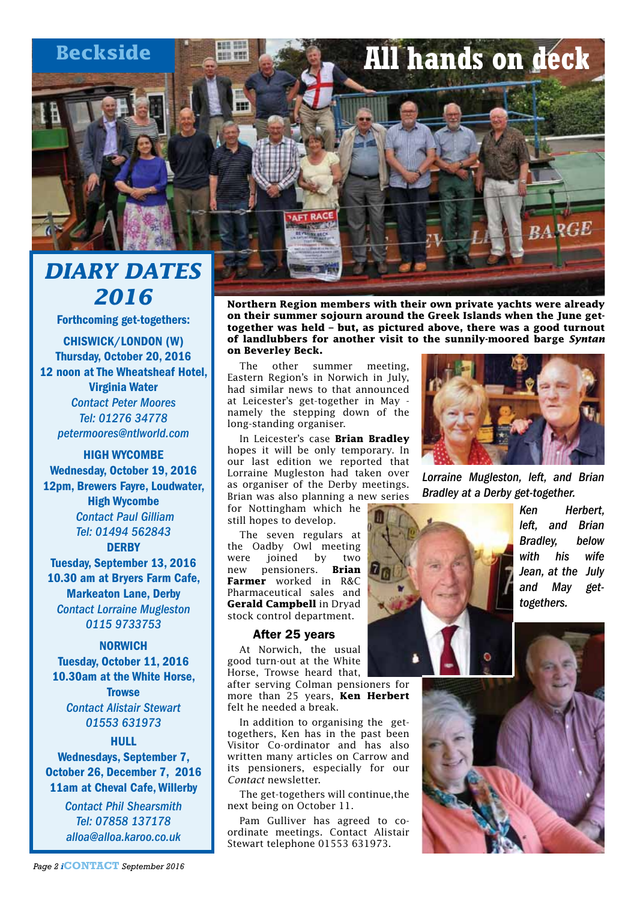# Beckside

# All hands on deck

**Northern Region members with their own private yachts were already on their summer sojourn around the Greek Islands when the June get-together was held – but, as pictured above, there was a good turnout of landlubbers for another visit to the sunnily-moored barge *Syntan* on Beverley Beck.**

The other summer meeting, Eastern Region's in Norwich in July, had similar news to that announced at Leicester's get-together in May - namely the stepping down of the long-standing organiser.

In Leicester's case **Brian Bradley** hopes it will be only temporary. In our last edition we reported that Lorraine Mugleston had taken over as organiser of the Derby meetings. Brian was also planning a new series for Nottingham which he still hopes to develop.

The seven regulars at the Oadby Owl meeting were joined by two new pensioners. **Brian Farmer** worked in R&C Pharmaceutical sales and **Gerald Campbell** in Dryad stock control department.

*Lorraine Mugleston, left, and Brian Bradley at a Derby get-together.*

## After 25 years

At Norwich, the usual good turn-out at the White Horse, Trowse heard that, after serving Colman pensioners for more than 25 years, **Ken Herbert** felt he needed a break.

In addition to organising the get-togethers, Ken has in the past been Visitor Co-ordinator and has also written many articles on Carrow and its pensioners, especially for our *Contact* newsletter.

The get-togethers will continue,the next being on October 11.

Pam Gulliver has agreed to co-ordinate meetings. Contact Alistair Stewart telephone 01553 631973.

*Ken Herbert, left, and Brian Bradley, below with his wife Jean, at the July and May get-togethers.*

## DIARY DATES 2016

**Forthcoming get-togethers:**

**CHISWICK/LONDON (W)**
**Thursday, October 20, 2016**
**12 noon at The Wheatsheaf Hotel, Virginia Water**
*Contact Peter Moores*
*Tel: 01276 34778*
*petermoores@ntlworld.com*

**HIGH WYCOMBE**
**Wednesday, October 19, 2016**
**12pm, Brewers Fayre, Loudwater, High Wycombe**
*Contact Paul Gilliam*
*Tel: 01494 562843*

**DERBY**
**Tuesday, September 13, 2016**
**10.30 am at Bryers Farm Cafe, Markeaton Lane, Derby**
*Contact Lorraine Mugleston*
*0115 9733753*

**NORWICH**
**Tuesday, October 11, 2016**
**10.30am at the White Horse, Trowse**
*Contact Alistair Stewart*
*01553 631973*

**HULL**
**Wednesdays, September 7, October 26, December 7, 2016**
**11am at Cheval Cafe, Willerby**
*Contact Phil Shearsmith*
*Tel: 07858 137178*
*alloa@alloa.karoo.co.uk*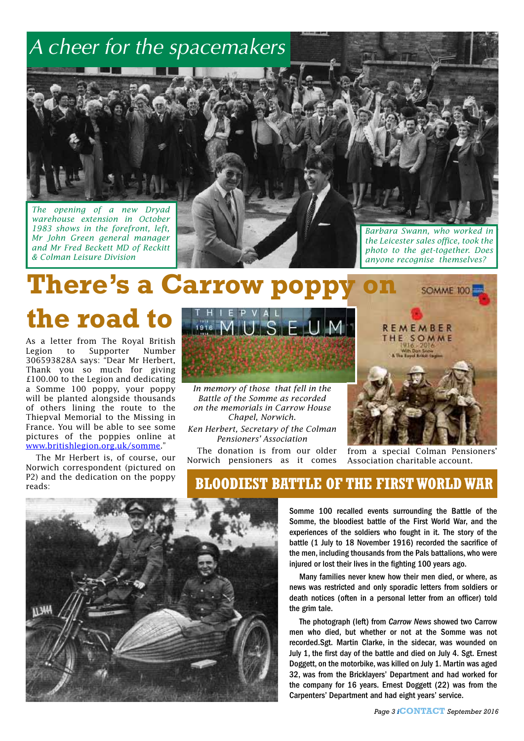# A cheer for the spacemakers

*The opening of a new Dryad warehouse extension in October 1983 shows in the forefront, left, Mr John Green general manager and Mr Fred Beckett MD of Reckitt & Colman Leisure Division*

*Barbara Swann, who worked in the Leicester sales office, took the photo to the get-together. Does anyone recognise themselves?*

# There's a Carrow poppy on the road to

As a letter from The Royal British Legion to Supporter Number 306593828A says: "Dear Mr Herbert, Thank you so much for giving £100.00 to the Legion and dedicating a Somme 100 poppy, your poppy will be planted alongside thousands of others lining the route to the Thiepval Memorial to the Missing in France. You will be able to see some pictures of the poppies online at www.britishlegion.org.uk/somme."

The Mr Herbert is, of course, our Norwich correspondent (pictured on P2) and the dedication on the poppy reads:

*In memory of those that fell in the Battle of the Somme as recorded on the memorials in Carrow House Chapel, Norwich.*

*Ken Herbert, Secretary of the Colman Pensioners' Association*

The donation is from our older Norwich pensioners as it comes from a special Colman Pensioners' Association charitable account.

## BLOODIEST BATTLE OF THE FIRST WORLD WAR

Somme 100 recalled events surrounding the Battle of the Somme, the bloodiest battle of the First World War, and the experiences of the soldiers who fought in it. The story of the battle (1 July to 18 November 1916) recorded the sacrifice of the men, including thousands from the Pals battalions, who were injured or lost their lives in the fighting 100 years ago.

Many families never knew how their men died, or where, as news was restricted and only sporadic letters from soldiers or death notices (often in a personal letter from an officer) told the grim tale.

The photograph (left) from *Carrow News* showed two Carrow men who died, but whether or not at the Somme was not recorded.Sgt. Martin Clarke, in the sidecar, was wounded on July 1, the first day of the battle and died on July 4. Sgt. Ernest Doggett, on the motorbike, was killed on July 1. Martin was aged 32, was from the Bricklayers' Department and had worked for the company for 16 years. Ernest Doggett (22) was from the Carpenters' Department and had eight years' service.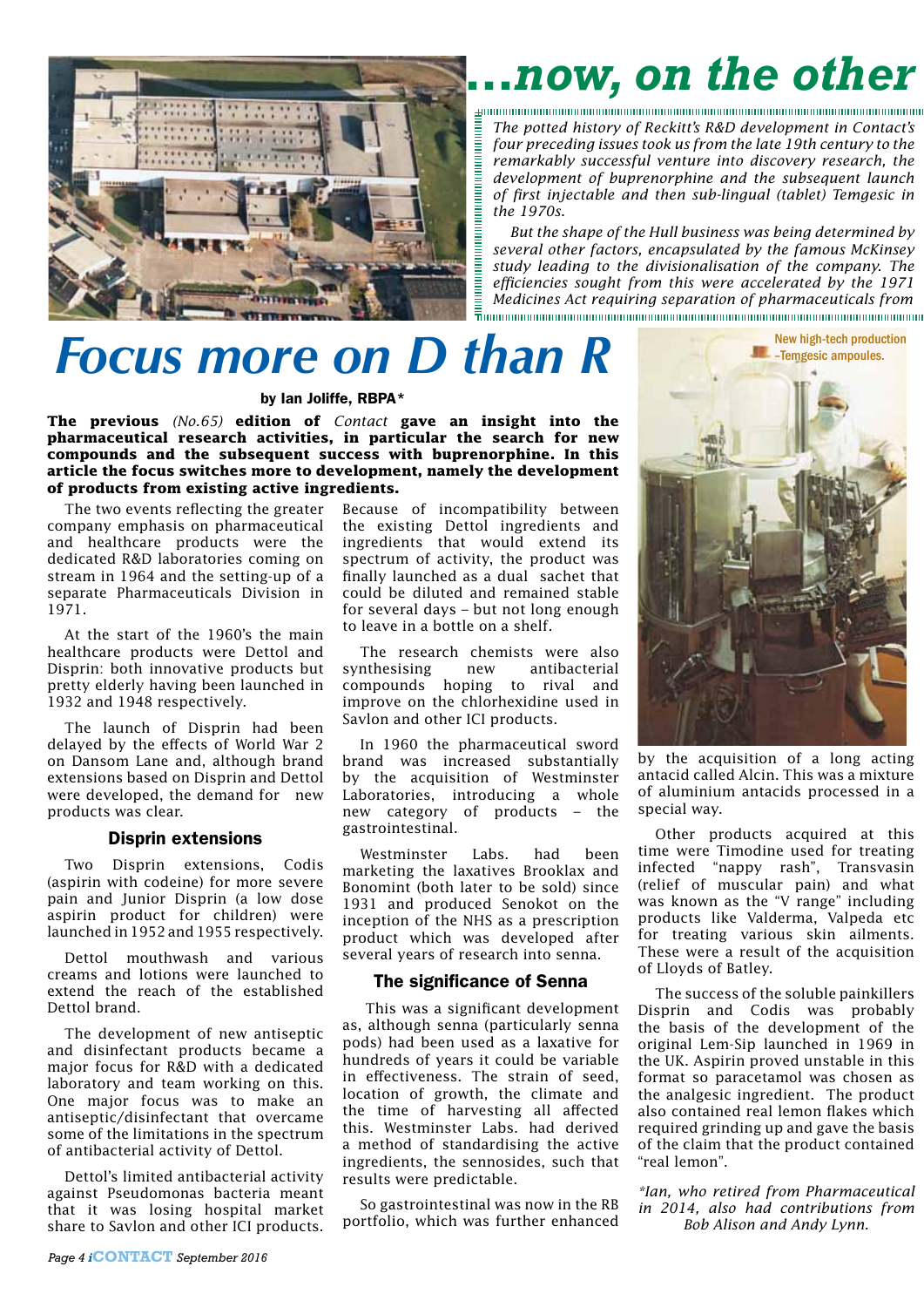# ...now, on the other

*The potted history of Reckitt's R&D development in Contact's four preceding issues took us from the late 19th century to the remarkably successful venture into discovery research, the development of buprenorphine and the subsequent launch of first injectable and then sub-lingual (tablet) Temgesic in the 1970s.*

*But the shape of the Hull business was being determined by several other factors, encapsulated by the famous McKinsey study leading to the divisionalisation of the company. The efficiencies sought from this were accelerated by the 1971 Medicines Act requiring separation of pharmaceuticals from*

# Focus more on D than R

**by Ian Joliffe, RBPA\***

**The previous** ***(No.65)*** **edition of** ***Contact*** **gave an insight into the pharmaceutical research activities, in particular the search for new compounds and the subsequent success with buprenorphine. In this article the focus switches more to development, namely the development of products from existing active ingredients.**

The two events reflecting the greater company emphasis on pharmaceutical and healthcare products were the dedicated R&D laboratories coming on stream in 1964 and the setting-up of a separate Pharmaceuticals Division in 1971.

At the start of the 1960's the main healthcare products were Dettol and Disprin: both innovative products but pretty elderly having been launched in 1932 and 1948 respectively.

The launch of Disprin had been delayed by the effects of World War 2 on Dansom Lane and, although brand extensions based on Disprin and Dettol were developed, the demand for new products was clear.

## Disprin extensions

Two Disprin extensions, Codis (aspirin with codeine) for more severe pain and Junior Disprin (a low dose aspirin product for children) were launched in 1952 and 1955 respectively.

Dettol mouthwash and various creams and lotions were launched to extend the reach of the established Dettol brand.

The development of new antiseptic and disinfectant products became a major focus for R&D with a dedicated laboratory and team working on this. One major focus was to make an antiseptic/disinfectant that overcame some of the limitations in the spectrum of antibacterial activity of Dettol.

Dettol's limited antibacterial activity against Pseudomonas bacteria meant that it was losing hospital market share to Savlon and other ICI products. Because of incompatibility between the existing Dettol ingredients and ingredients that would extend its spectrum of activity, the product was finally launched as a dual sachet that could be diluted and remained stable for several days – but not long enough to leave in a bottle on a shelf.

The research chemists were also synthesising new antibacterial compounds hoping to rival and improve on the chlorhexidine used in Savlon and other ICI products.

In 1960 the pharmaceutical sword brand was increased substantially by the acquisition of Westminster Laboratories, introducing a whole new category of products – the gastrointestinal.

Westminster Labs. had been marketing the laxatives Brooklax and Bonomint (both later to be sold) since 1931 and produced Senokot on the inception of the NHS as a prescription product which was developed after several years of research into senna.

## The significance of Senna

This was a significant development as, although senna (particularly senna pods) had been used as a laxative for hundreds of years it could be variable in effectiveness. The strain of seed, location of growth, the climate and the time of harvesting all affected this. Westminster Labs. had derived a method of standardising the active ingredients, the sennosides, such that results were predictable.

So gastrointestinal was now in the RB portfolio, which was further enhanced by the acquisition of a long acting antacid called Alcin. This was a mixture of aluminium antacids processed in a special way.

New high-tech production –Temgesic ampoules.

Other products acquired at this time were Timodine used for treating infected "nappy rash", Transvasin (relief of muscular pain) and what was known as the "V range" including products like Valderma, Valpeda etc for treating various skin ailments. These were a result of the acquisition of Lloyds of Batley.

The success of the soluble painkillers Disprin and Codis was probably the basis of the development of the original Lem-Sip launched in 1969 in the UK. Aspirin proved unstable in this format so paracetamol was chosen as the analgesic ingredient. The product also contained real lemon flakes which required grinding up and gave the basis of the claim that the product contained "real lemon".

*\*Ian, who retired from Pharmaceutical in 2014, also had contributions from Bob Alison and Andy Lynn.*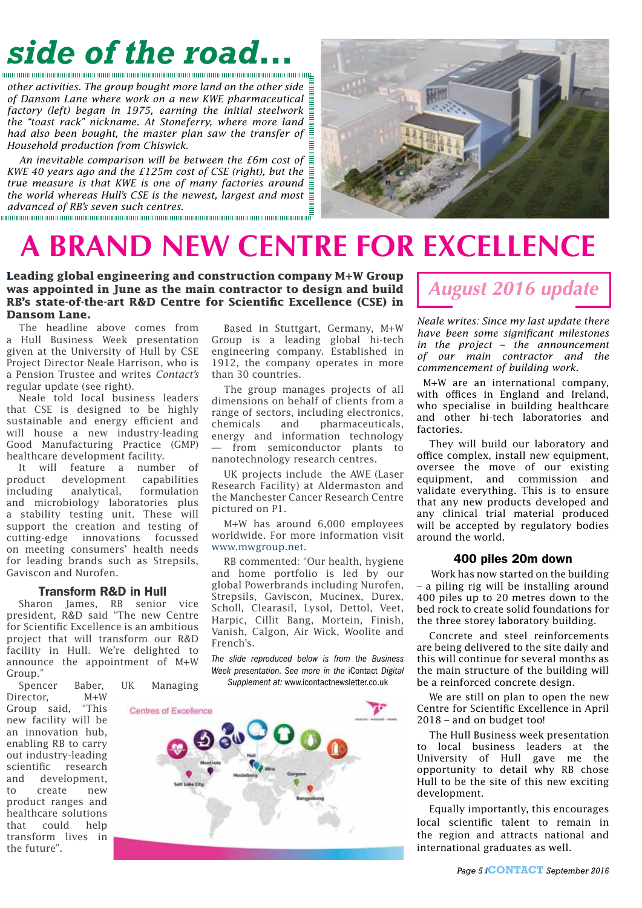# side of the road...

*other activities. The group bought more land on the other side of Dansom Lane where work on a new KWE pharmaceutical factory (left) began in 1975, earning the initial steelwork the "toast rack" nickname. At Stoneferry, where more land had also been bought, the master plan saw the transfer of Household production from Chiswick.*

*An inevitable comparison will be between the £6m cost of KWE 40 years ago and the £125m cost of CSE (right), but the true measure is that KWE is one of many factories around the world whereas Hull's CSE is the newest, largest and most advanced of RB's seven such centres.*

# A BRAND NEW CENTRE FOR EXCELLENCE

**Leading global engineering and construction company M+W Group was appointed in June as the main contractor to design and build RB's state-of-the-art R&D Centre for Scientific Excellence (CSE) in Dansom Lane.**

The headline above comes from a Hull Business Week presentation given at the University of Hull by CSE Project Director Neale Harrison, who is a Pension Trustee and writes *Contact's* regular update (see right).

Neale told local business leaders that CSE is designed to be highly sustainable and energy efficient and will house a new industry-leading Good Manufacturing Practice (GMP) healthcare development facility.

It will feature a number of product development capabilities including analytical, formulation and microbiology laboratories plus a stability testing unit. These will support the creation and testing of cutting-edge innovations focussed on meeting consumers' health needs for leading brands such as Strepsils, Gaviscon and Nurofen.

### Transform R&D in Hull

Sharon James, RB senior vice president, R&D said "The new Centre for Scientific Excellence is an ambitious project that will transform our R&D facility in Hull. We're delighted to announce the appointment of M+W Group."

Spencer Baber, UK Managing Director, M+W Group said, "This new facility will be an innovation hub, enabling RB to carry out industry-leading scientific research and development, to create new product ranges and healthcare solutions that could help transform lives in the future".

Based in Stuttgart, Germany, M+W Group is a leading global hi-tech engineering company. Established in 1912, the company operates in more than 30 countries.

The group manages projects of all dimensions on behalf of clients from a range of sectors, including electronics, chemicals and pharmaceuticals, energy and information technology — from semiconductor plants to nanotechnology research centres.

UK projects include the AWE (Laser Research Facility) at Aldermaston and the Manchester Cancer Research Centre pictured on P1.

M+W has around 6,000 employees worldwide. For more information visit www.mwgroup.net.

RB commented: "Our health, hygiene and home portfolio is led by our global Powerbrands including Nurofen, Strepsils, Gaviscon, Mucinex, Durex, Scholl, Clearasil, Lysol, Dettol, Veet, Harpic, Cillit Bang, Mortein, Finish, Vanish, Calgon, Air Wick, Woolite and French's.

*The slide reproduced below is from the Business Week presentation. See more in the iContact Digital Supplement at: www.icontactnewsletter.co.uk*

## August 2016 update

*Neale writes: Since my last update there have been some significant milestones in the project – the announcement of our main contractor and the commencement of building work.*

M+W are an international company, with offices in England and Ireland, who specialise in building healthcare and other hi-tech laboratories and factories.

They will build our laboratory and office complex, install new equipment, oversee the move of our existing equipment, and commission and validate everything. This is to ensure that any new products developed and any clinical trial material produced will be accepted by regulatory bodies around the world.

### 400 piles 20m down

Work has now started on the building – a piling rig will be installing around 400 piles up to 20 metres down to the bed rock to create solid foundations for the three storey laboratory building.

Concrete and steel reinforcements are being delivered to the site daily and this will continue for several months as the main structure of the building will be a reinforced concrete design.

We are still on plan to open the new Centre for Scientific Excellence in April 2018 – and on budget too!

The Hull Business week presentation to local business leaders at the University of Hull gave me the opportunity to detail why RB chose Hull to be the site of this new exciting development.

Equally importantly, this encourages local scientific talent to remain in the region and attracts national and international graduates as well.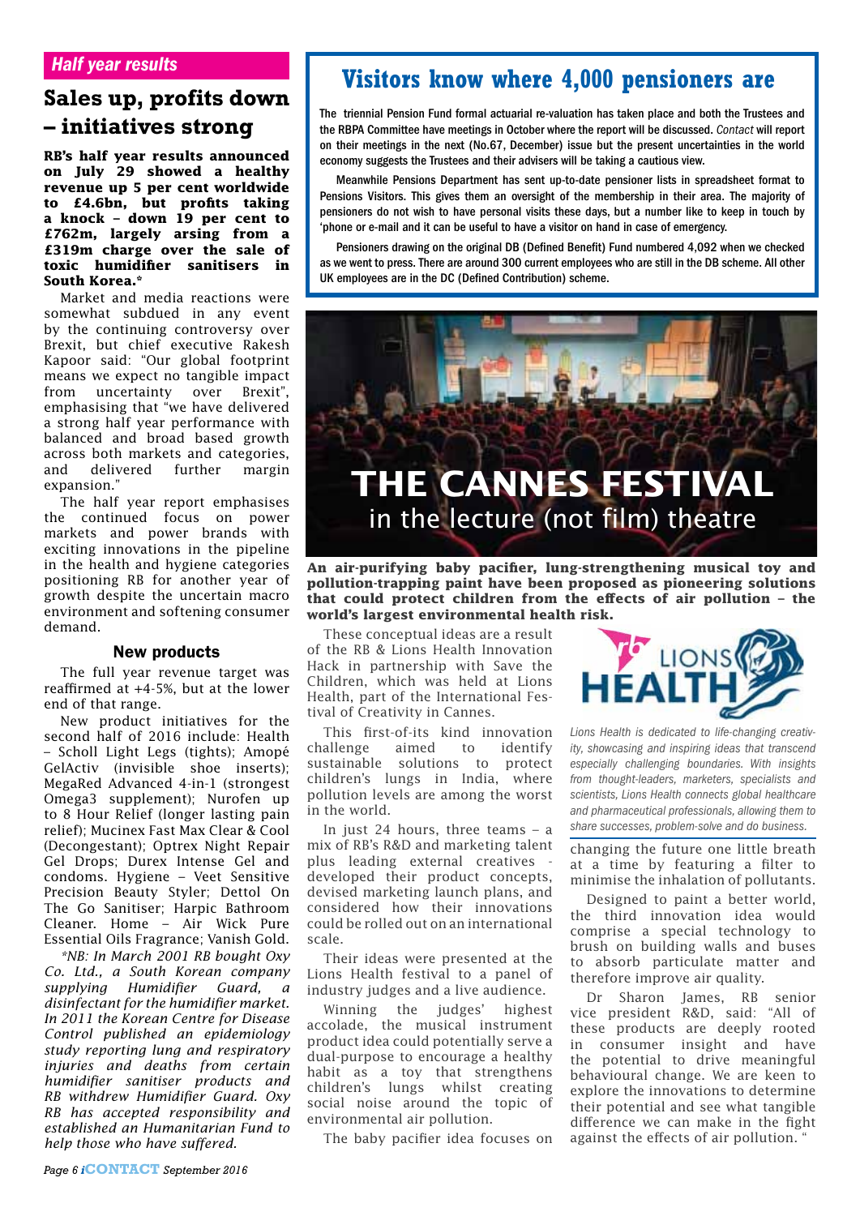*Half year results*

## Sales up, profits down – initiatives strong

**RB's half year results announced on July 29 showed a healthy revenue up 5 per cent worldwide to £4.6bn, but profits taking a knock – down 19 per cent to £762m, largely arsing from a £319m charge over the sale of toxic humidifier sanitisers in South Korea.***

Market and media reactions were somewhat subdued in any event by the continuing controversy over Brexit, but chief executive Rakesh Kapoor said: "Our global footprint means we expect no tangible impact from uncertainty over Brexit", emphasising that "we have delivered a strong half year performance with balanced and broad based growth across both markets and categories, and delivered further margin expansion."

The half year report emphasises the continued focus on power markets and power brands with exciting innovations in the pipeline in the health and hygiene categories positioning RB for another year of growth despite the uncertain macro environment and softening consumer demand.

### New products

The full year revenue target was reaffirmed at +4-5%, but at the lower end of that range.

New product initiatives for the second half of 2016 include: Health – Scholl Light Legs (tights); Amopé GelActiv (invisible shoe inserts); MegaRed Advanced 4-in-1 (strongest Omega3 supplement); Nurofen up to 8 Hour Relief (longer lasting pain relief); Mucinex Fast Max Clear & Cool (Decongestant); Optrex Night Repair Gel Drops; Durex Intense Gel and condoms. Hygiene – Veet Sensitive Precision Beauty Styler; Dettol On The Go Sanitiser; Harpic Bathroom Cleaner. Home – Air Wick Pure Essential Oils Fragrance; Vanish Gold.

*\*NB: In March 2001 RB bought Oxy Co. Ltd., a South Korean company supplying Humidifier Guard, a disinfectant for the humidifier market. In 2011 the Korean Centre for Disease Control published an epidemiology study reporting lung and respiratory injuries and deaths from certain humidifier sanitiser products and RB withdrew Humidifier Guard. Oxy RB has accepted responsibility and established an Humanitarian Fund to help those who have suffered.*

## Visitors know where 4,000 pensioners are

The triennial Pension Fund formal actuarial re-valuation has taken place and both the Trustees and the RBPA Committee have meetings in October where the report will be discussed. *Contact* will report on their meetings in the next (No.67, December) issue but the present uncertainties in the world economy suggests the Trustees and their advisers will be taking a cautious view.

Meanwhile Pensions Department has sent up-to-date pensioner lists in spreadsheet format to Pensions Visitors. This gives them an oversight of the membership in their area. The majority of pensioners do not wish to have personal visits these days, but a number like to keep in touch by 'phone or e-mail and it can be useful to have a visitor on hand in case of emergency.

Pensioners drawing on the original DB (Defined Benefit) Fund numbered 4,092 when we checked as we went to press. There are around 300 current employees who are still in the DB scheme. All other UK employees are in the DC (Defined Contribution) scheme.

## THE CANNES FESTIVAL
### in the lecture (not film) theatre

**An air-purifying baby pacifier, lung-strengthening musical toy and pollution-trapping paint have been proposed as pioneering solutions that could protect children from the effects of air pollution – the world's largest environmental health risk.**

These conceptual ideas are a result of the RB & Lions Health Innovation Hack in partnership with Save the Children, which was held at Lions Health, part of the International Festival of Creativity in Cannes.

This first-of-its kind innovation challenge aimed to identify sustainable solutions to protect children's lungs in India, where pollution levels are among the worst in the world.

In just 24 hours, three teams – a mix of RB's R&D and marketing talent plus leading external creatives - developed their product concepts, devised marketing launch plans, and considered how their innovations could be rolled out on an international scale.

Their ideas were presented at the Lions Health festival to a panel of industry judges and a live audience.

Winning the judges' highest accolade, the musical instrument product idea could potentially serve a dual-purpose to encourage a healthy habit as a toy that strengthens children's lungs whilst creating social noise around the topic of environmental air pollution.

The baby pacifier idea focuses on changing the future one little breath at a time by featuring a filter to minimise the inhalation of pollutants.

Designed to paint a better world, the third innovation idea would comprise a special technology to brush on building walls and buses to absorb particulate matter and therefore improve air quality.

Dr Sharon James, RB senior vice president R&D, said: "All of these products are deeply rooted in consumer insight and have the potential to drive meaningful behavioural change. We are keen to explore the innovations to determine their potential and see what tangible difference we can make in the fight against the effects of air pollution. "

LIONS HEALTH

*Lions Health is dedicated to life-changing creativity, showcasing and inspiring ideas that transcend especially challenging boundaries. With insights from thought-leaders, marketers, specialists and scientists, Lions Health connects global healthcare and pharmaceutical professionals, allowing them to share successes, problem-solve and do business.*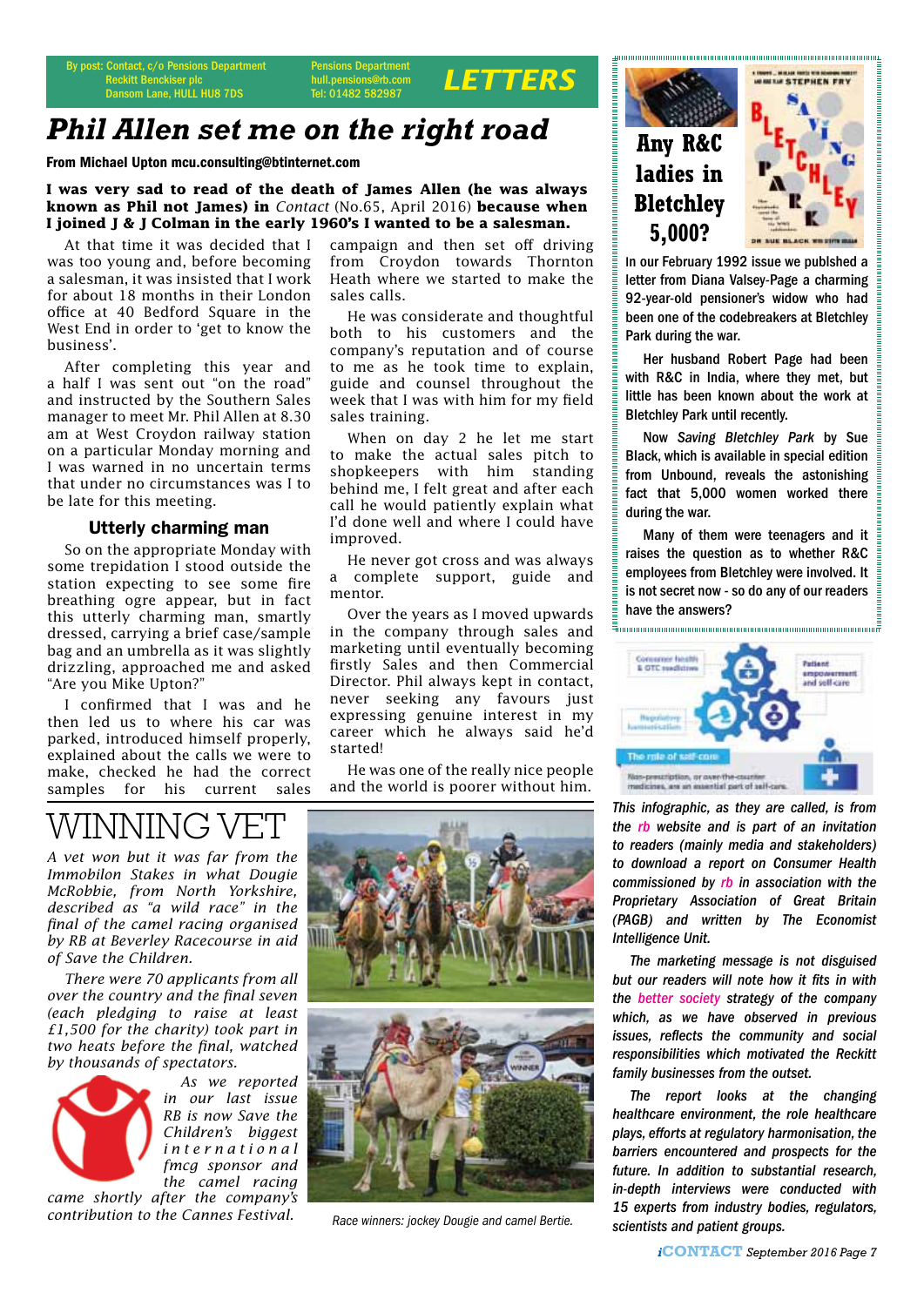By post: Contact, c/o Pensions Department Reckitt Benckiser plc Dansom Lane, HULL HU8 7DS

Pensions Department hull.pensions@rb.com Tel: 01482 582987

# LETTERS

## Phil Allen set me on the right road

**From Michael Upton mcu.consulting@btinternet.com**

**I was very sad to read of the death of James Allen (he was always known as Phil not James) in *Contact* (No.65, April 2016) because when I joined J & J Colman in the early 1960's I wanted to be a salesman.**

At that time it was decided that I was too young and, before becoming a salesman, it was insisted that I work for about 18 months in their London office at 40 Bedford Square in the West End in order to 'get to know the business'.

After completing this year and a half I was sent out "on the road" and instructed by the Southern Sales manager to meet Mr. Phil Allen at 8.30 am at West Croydon railway station on a particular Monday morning and I was warned in no uncertain terms that under no circumstances was I to be late for this meeting.

### Utterly charming man

So on the appropriate Monday with some trepidation I stood outside the station expecting to see some fire breathing ogre appear, but in fact this utterly charming man, smartly dressed, carrying a brief case/sample bag and an umbrella as it was slightly drizzling, approached me and asked "Are you Mike Upton?"

I confirmed that I was and he then led us to where his car was parked, introduced himself properly, explained about the calls we were to make, checked he had the correct samples for his current sales campaign and then set off driving from Croydon towards Thornton Heath where we started to make the sales calls.

He was considerate and thoughtful both to his customers and the company's reputation and of course to me as he took time to explain, guide and counsel throughout the week that I was with him for my field sales training.

When on day 2 he let me start to make the actual sales pitch to shopkeepers with him standing behind me, I felt great and after each call he would patiently explain what I'd done well and where I could have improved.

He never got cross and was always a complete support, guide and mentor.

Over the years as I moved upwards in the company through sales and marketing until eventually becoming firstly Sales and then Commercial Director. Phil always kept in contact, never seeking any favours just expressing genuine interest in my career which he always said he'd started!

He was one of the really nice people and the world is poorer without him.

## Any R&C ladies in Bletchley 5,000?

In our February 1992 issue we publshed a letter from Diana Valsey-Page a charming 92-year-old pensioner's widow who had been one of the codebreakers at Bletchley Park during the war.

Her husband Robert Page had been with R&C in India, where they met, but little has been known about the work at Bletchley Park until recently.

Now *Saving Bletchley Park* by Sue Black, which is available in special edition from Unbound, reveals the astonishing fact that 5,000 women worked there during the war.

Many of them were teenagers and it raises the question as to whether R&C employees from Bletchley were involved. It is not secret now - so do any of our readers have the answers?

## WINNING VET

*A vet won but it was far from the Immobilon Stakes in what Dougie McRobbie, from North Yorkshire, described as "a wild race" in the final of the camel racing organised by RB at Beverley Racecourse in aid of Save the Children.*

*There were 70 applicants from all over the country and the final seven (each pledging to raise at least £1,500 for the charity) took part in two heats before the final, watched by thousands of spectators.*

*As we reported in our last issue RB is now Save the Children's biggest international fmcg sponsor and the camel racing came shortly after the company's contribution to the Cannes Festival.*

Race winners: jockey Dougie and camel Bertie.

*This infographic, as they are called, is from the rb website and is part of an invitation to readers (mainly media and stakeholders) to download a report on Consumer Health commissioned by rb in association with the Proprietary Association of Great Britain (PAGB) and written by The Economist Intelligence Unit.*

*The marketing message is not disguised but our readers will note how it fits in with the better society strategy of the company which, as we have observed in previous issues, reflects the community and social responsibilities which motivated the Reckitt family businesses from the outset.*

*The report looks at the changing healthcare environment, the role healthcare plays, efforts at regulatory harmonisation, the barriers encountered and prospects for the future. In addition to substantial research, in-depth interviews were conducted with 15 experts from industry bodies, regulators, scientists and patient groups.*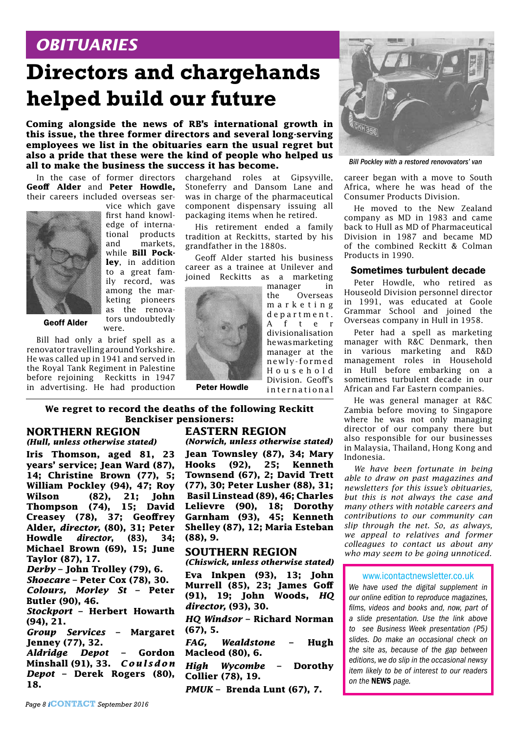*OBITUARIES*

# Directors and chargehands helped build our future

**Coming alongside the news of RB's international growth in this issue, the three former directors and several long-serving employees we list in the obituaries earn the usual regret but also a pride that these were the kind of people who helped us all to make the business the success it has become.**

In the case of former directors **Geoff Alder** and **Peter Howdle,** their careers included overseas service which gave first hand knowledge of international products and markets, while **Bill Pockley**, in addition to a great family record, was among the marketing pioneers as the renovators undoubtedly were.

Geoff Alder

Bill had only a brief spell as a renovator travelling around Yorkshire. He was called up in 1941 and served in the Royal Tank Regiment in Palestine before rejoining Reckitts in 1947 in advertising. He had production chargehand roles at Gipsyville, Stoneferry and Dansom Lane and was in charge of the pharmaceutical component dispensary issuing all packaging items when he retired.

His retirement ended a family tradition at Reckitts, started by his grandfather in the 1880s.

Geoff Alder started his business career as a trainee at Unilever and joined Reckitts as a marketing manager in the Overseas marketing department. After divisionalisation he was marketing manager at the newly-formed Household Division. Geoff's international career began with a move to South Africa, where he was head of the Consumer Products Division.

Peter Howdle

He moved to the New Zealand company as MD in 1983 and came back to Hull as MD of Pharmaceutical Division in 1987 and became MD of the combined Reckitt & Colman Products in 1990.

*Bill Pockley with a restored renovovators' van*

### Sometimes turbulent decade

Peter Howdle, who retired as Houseold Division personnel director in 1991, was educated at Goole Grammar School and joined the Overseas company in Hull in 1958.

Peter had a spell as marketing manager with R&C Denmark, then in various marketing and R&D management roles in Household in Hull before embarking on a sometimes turbulent decade in our African and Far Eastern companies.

He was general manager at R&C Zambia before moving to Singapore where he was not only managing director of our company there but also responsible for our businesses in Malaysia, Thailand, Hong Kong and Indonesia.

*We have been fortunate in being able to draw on past magazines and newsletters for this issue's obituaries, but this is not always the case and many others with notable careers and contributions to our community can slip through the net. So, as always, we appeal to relatives and former colleagues to contact us about any who may seem to be going unnoticed.*

**We regret to record the deaths of the following Reckitt Benckiser pensioners:**

## NORTHERN REGION
***(Hull, unless otherwise stated)***

**Iris Thomson, aged 81, 23 years' service; Jean Ward (87), 14; Christine Brown (77), 5; William Pockley (94), 47; Roy Wilson (82), 21; John Thompson (74), 15; David Creasey (78), 37; Geoffrey Alder, *director,* (80), 31; Peter Howdle *director*, (83), 34; Michael Brown (69), 15; June Taylor (87), 17.**

***Derby* – John Trolley (79), 6.**

***Shoecare* – Peter Cox (78), 30.**

***Colours, Morley St* – Peter Butler (90), 46.**

***Stockport* – Herbert Howarth (94), 21.**

***Group Services* – Margaret Jenney (77), 32.**

***Aldridge Depot* – Gordon Minshall (91), 33.**

***Coulsdon Depot* – Derek Rogers (80), 18.**

## EASTERN REGION
***(Norwich, unless otherwise stated)***

**Jean Townsley (87), 34; Mary Hooks (92), 25; Kenneth Townsend (67), 2; David Trett (77), 30; Peter Lusher (88), 31; Basil Linstead (89), 46; Charles Lelievre (90), 18; Dorothy Garnham (93), 45; Kenneth Shelley (87), 12; Maria Esteban (88), 9.**

## SOUTHERN REGION
***(Chiswick, unless otherwise stated)***

**Eva Inkpen (93), 13; John Murrell (85), 23; James Goff (91), 19; John Woods, *HQ director,* (93), 30.**

***HQ Windsor* – Richard Norman (67), 5.**

***FAG, Wealdstone* – Hugh Macleod (80), 6.**

***High Wycombe* – Dorothy Collier (78), 19.**

***PMUK* – Brenda Lunt (67), 7.**

www.icontactnewsletter.co.uk

*We have used the digital supplement in our online edition to reproduce magazines, films, videos and books and, now, part of a slide presentation. Use the link above to see Business Week presentation (P5) slides. Do make an occasional check on the site as, because of the gap between editions, we do slip in the occasional newsy item likely to be of interest to our readers on the* **NEWS** *page.*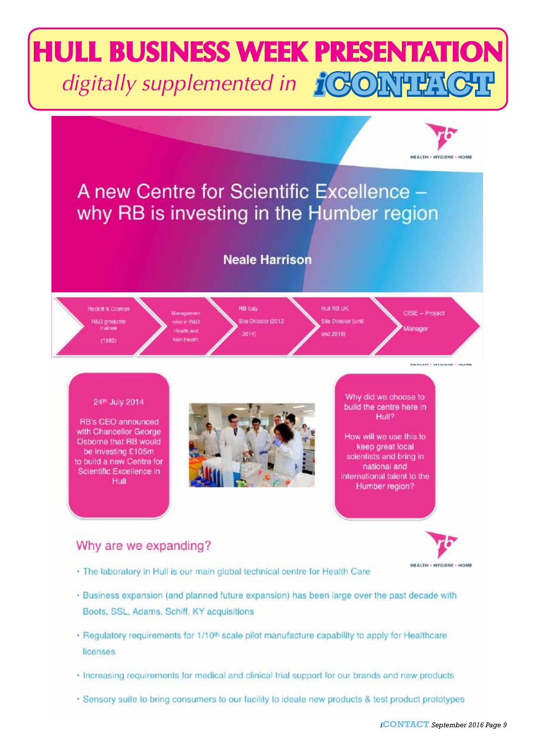# HULL BUSINESS WEEK PRESENTATION

*digitally supplemented in* **iCONTACT**

HEALTH • HYGIENE • HOME

## A new Centre for Scientific Excellence – why RB is investing in the Humber region

**Neale Harrison**

- Reckitt & Colman R&D graduate trainee (1982)
- Management roles in R&D Health and Non-Health
- RB Italy Site Director (2012 - 2014)
- Hull RB UK Site Director (until end 2015)
- CfSE – Project Manager

24th July 2014

RB's CEO announced with Chancellor George Osborne that RB would be investing £105m to build a new Centre for Scientific Excellence in Hull

Why did we choose to build the centre here in Hull?

How will we use this to keep great local scientists and bring in national and international talent to the Humber region?

## Why are we expanding?

HEALTH • HYGIENE • HOME

- The laboratory in Hull is our main global technical centre for Health Care
- Business expansion (and planned future expansion) has been large over the past decade with Boots, SSL, Adams, Schiff, KY acquisitions
- Regulatory requirements for 1/10th scale pilot manufacture capability to apply for Healthcare licenses
- Increasing requirements for medical and clinical trial support for our brands and new products
- Sensory suite to bring consumers to our facility to ideate new products & test product prototypes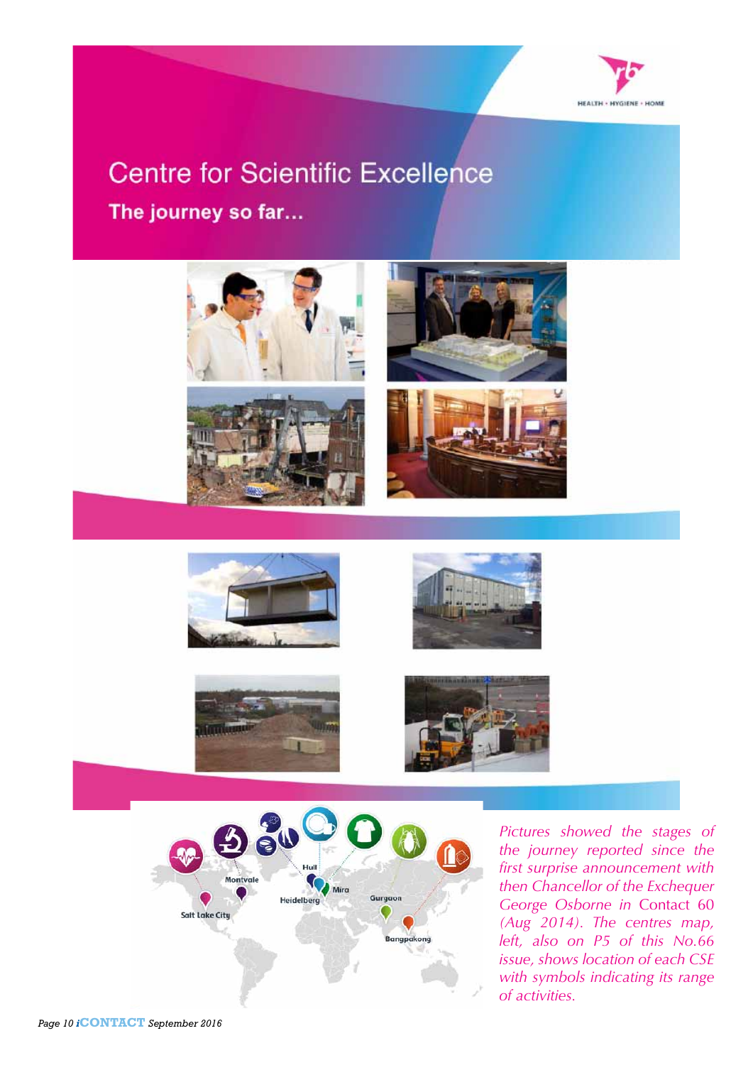# Centre for Scientific Excellence

## The journey so far...

*Pictures showed the stages of the journey reported since the first surprise announcement with then Chancellor of the Exchequer George Osborne in* Contact 60 *(Aug 2014). The centres map, left, also on P5 of this No.66 issue, shows location of each CSE with symbols indicating its range of activities.*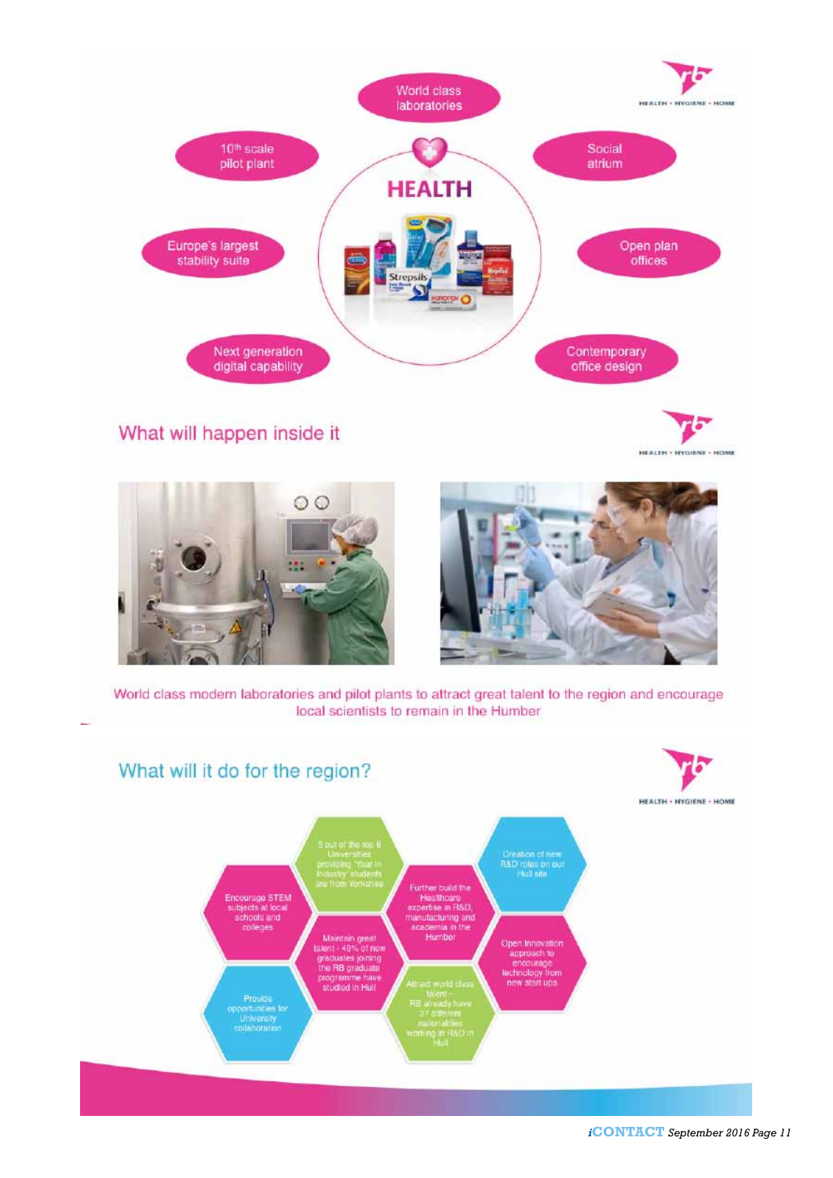World class laboratories

10th scale pilot plant

Social atrium

HEALTH

Europe's largest stability suite

Open plan offices

Next generation digital capability

Contemporary office design

## What will happen inside it

World class modern laboratories and pilot plants to attract great talent to the region and encourage local scientists to remain in the Humber

## What will it do for the region?

- 5 out of the top 6 Universities providing 'Year in Industry' students are from Yorkshire
- Creation of new R&D roles on our Hull site
- Encourage STEM subjects at local schools and colleges
- Further build the Healthcare expertise in R&D, manufacturing and academia in the Humber
- Maintain great talent - 40% of new graduates joining the RB graduate programme have studied in Hull
- Open Innovation approach to encourage technology from new start ups
- Provide opportunities for University collaboration
- Attract world class talent – RB already have 37 different nationalities working in R&D in Hull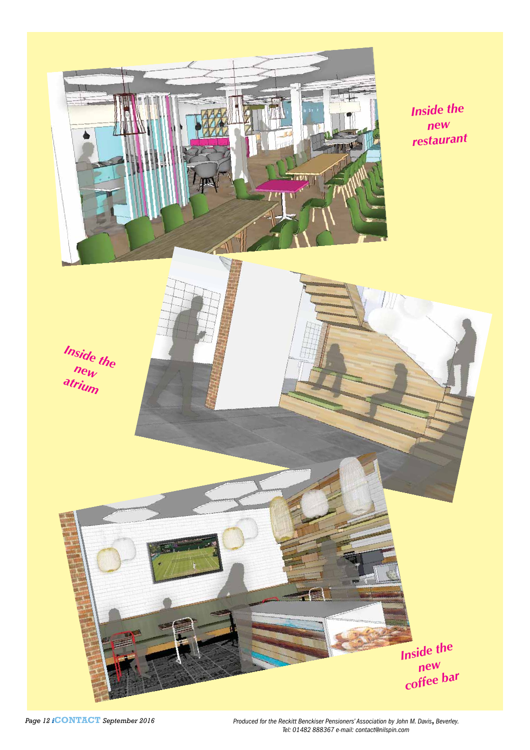*Inside the new restaurant*

*Inside the new atrium*

*Inside the new coffee bar*

*Produced for the Reckitt Benckiser Pensioners' Association by John M. Davis, Beverley. Tel: 01482 888367 e-mail: contact@nilspin.com*